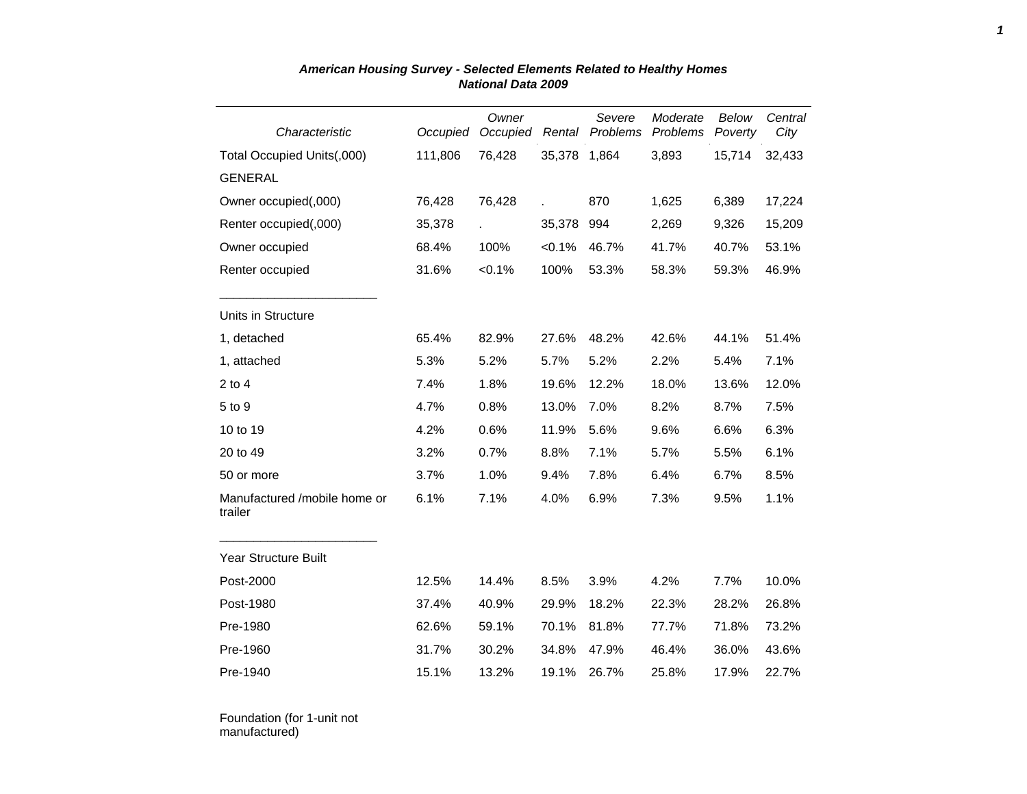***American Housing Survey - Selected Elements Related to Healthy Homes***
***National Data 2009***

| *Characteristic* | *Occupied* | *Owner Occupied* | *Rental* | *Severe Problems* | *Moderate Problems* | *Below Poverty* | *Central City* |
|---|---|---|---|---|---|---|---|
| Total Occupied Units(,000) | 111,806 | 76,428 | 35,378 | 1,864 | 3,893 | 15,714 | 32,433 |
| GENERAL | | | | | | | |
| Owner occupied(,000) | 76,428 | 76,428 | . | 870 | 1,625 | 6,389 | 17,224 |
| Renter occupied(,000) | 35,378 | . | 35,378 | 994 | 2,269 | 9,326 | 15,209 |
| Owner occupied | 68.4% | 100% | <0.1% | 46.7% | 41.7% | 40.7% | 53.1% |
| Renter occupied | 31.6% | <0.1% | 100% | 53.3% | 58.3% | 59.3% | 46.9% |
| Units in Structure | | | | | | | |
| 1, detached | 65.4% | 82.9% | 27.6% | 48.2% | 42.6% | 44.1% | 51.4% |
| 1, attached | 5.3% | 5.2% | 5.7% | 5.2% | 2.2% | 5.4% | 7.1% |
| 2 to 4 | 7.4% | 1.8% | 19.6% | 12.2% | 18.0% | 13.6% | 12.0% |
| 5 to 9 | 4.7% | 0.8% | 13.0% | 7.0% | 8.2% | 8.7% | 7.5% |
| 10 to 19 | 4.2% | 0.6% | 11.9% | 5.6% | 9.6% | 6.6% | 6.3% |
| 20 to 49 | 3.2% | 0.7% | 8.8% | 7.1% | 5.7% | 5.5% | 6.1% |
| 50 or more | 3.7% | 1.0% | 9.4% | 7.8% | 6.4% | 6.7% | 8.5% |
| Manufactured /mobile home or trailer | 6.1% | 7.1% | 4.0% | 6.9% | 7.3% | 9.5% | 1.1% |
| Year Structure Built | | | | | | | |
| Post-2000 | 12.5% | 14.4% | 8.5% | 3.9% | 4.2% | 7.7% | 10.0% |
| Post-1980 | 37.4% | 40.9% | 29.9% | 18.2% | 22.3% | 28.2% | 26.8% |
| Pre-1980 | 62.6% | 59.1% | 70.1% | 81.8% | 77.7% | 71.8% | 73.2% |
| Pre-1960 | 31.7% | 30.2% | 34.8% | 47.9% | 46.4% | 36.0% | 43.6% |
| Pre-1940 | 15.1% | 13.2% | 19.1% | 26.7% | 25.8% | 17.9% | 22.7% |
| Foundation (for 1-unit not manufactured) | | | | | | | |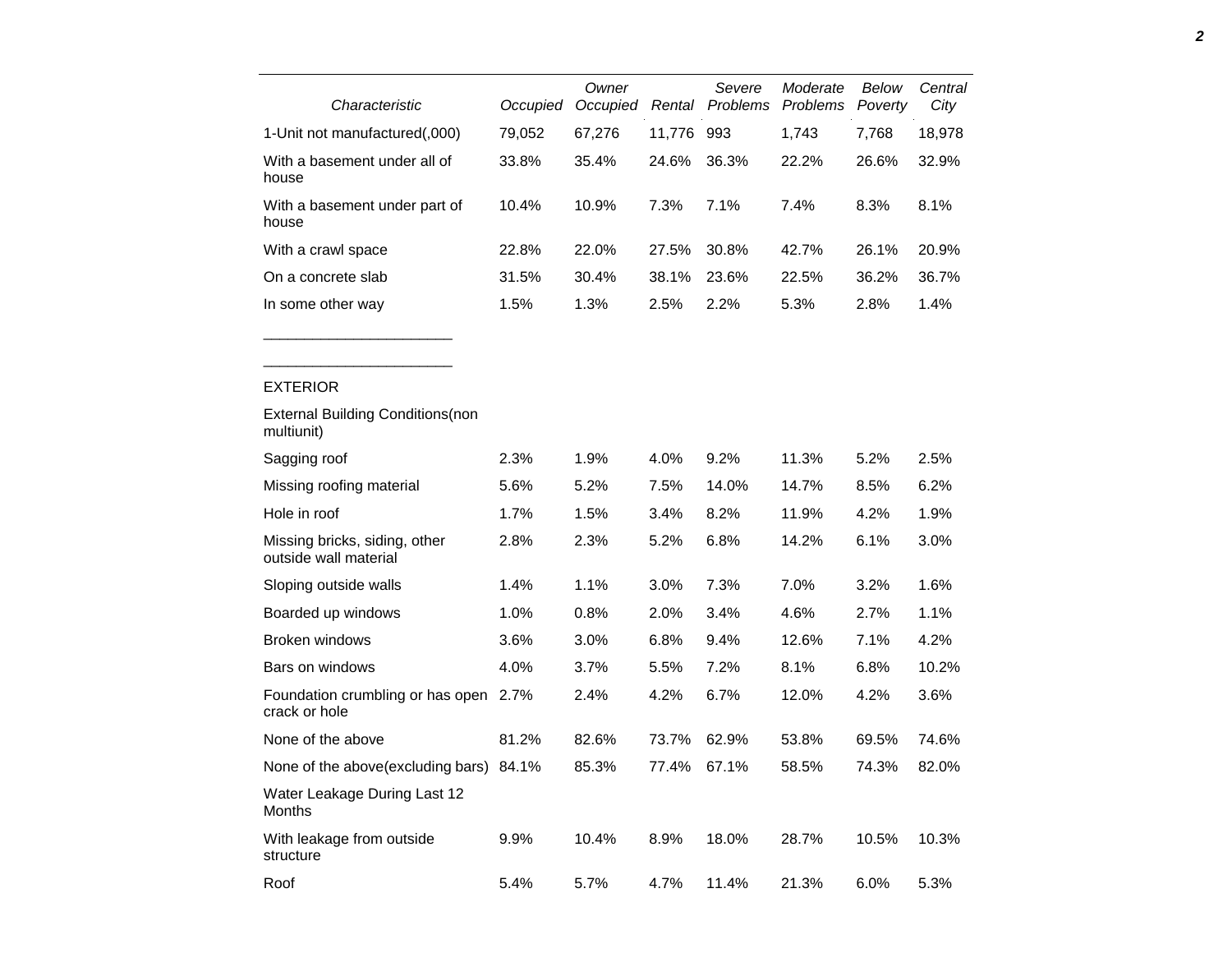| Characteristic | Occupied | Owner Occupied | Rental | Severe Problems | Moderate Problems | Below Poverty | Central City |
|---|---|---|---|---|---|---|---|
| 1-Unit not manufactured(,000) | 79,052 | 67,276 | 11,776 | 993 | 1,743 | 7,768 | 18,978 |
| With a basement under all of house | 33.8% | 35.4% | 24.6% | 36.3% | 22.2% | 26.6% | 32.9% |
| With a basement under part of house | 10.4% | 10.9% | 7.3% | 7.1% | 7.4% | 8.3% | 8.1% |
| With a crawl space | 22.8% | 22.0% | 27.5% | 30.8% | 42.7% | 26.1% | 20.9% |
| On a concrete slab | 31.5% | 30.4% | 38.1% | 23.6% | 22.5% | 36.2% | 36.7% |
| In some other way | 1.5% | 1.3% | 2.5% | 2.2% | 5.3% | 2.8% | 1.4% |
| _______________________ | | | | | | | |
| _______________________ | | | | | | | |
| EXTERIOR | | | | | | | |
| External Building Conditions(non multiunit) | | | | | | | |
| Sagging roof | 2.3% | 1.9% | 4.0% | 9.2% | 11.3% | 5.2% | 2.5% |
| Missing roofing material | 5.6% | 5.2% | 7.5% | 14.0% | 14.7% | 8.5% | 6.2% |
| Hole in roof | 1.7% | 1.5% | 3.4% | 8.2% | 11.9% | 4.2% | 1.9% |
| Missing bricks, siding, other outside wall material | 2.8% | 2.3% | 5.2% | 6.8% | 14.2% | 6.1% | 3.0% |
| Sloping outside walls | 1.4% | 1.1% | 3.0% | 7.3% | 7.0% | 3.2% | 1.6% |
| Boarded up windows | 1.0% | 0.8% | 2.0% | 3.4% | 4.6% | 2.7% | 1.1% |
| Broken windows | 3.6% | 3.0% | 6.8% | 9.4% | 12.6% | 7.1% | 4.2% |
| Bars on windows | 4.0% | 3.7% | 5.5% | 7.2% | 8.1% | 6.8% | 10.2% |
| Foundation crumbling or has open crack or hole | 2.7% | 2.4% | 4.2% | 6.7% | 12.0% | 4.2% | 3.6% |
| None of the above | 81.2% | 82.6% | 73.7% | 62.9% | 53.8% | 69.5% | 74.6% |
| None of the above(excluding bars) | 84.1% | 85.3% | 77.4% | 67.1% | 58.5% | 74.3% | 82.0% |
| Water Leakage During Last 12 Months | | | | | | | |
| With leakage from outside structure | 9.9% | 10.4% | 8.9% | 18.0% | 28.7% | 10.5% | 10.3% |
| Roof | 5.4% | 5.7% | 4.7% | 11.4% | 21.3% | 6.0% | 5.3% |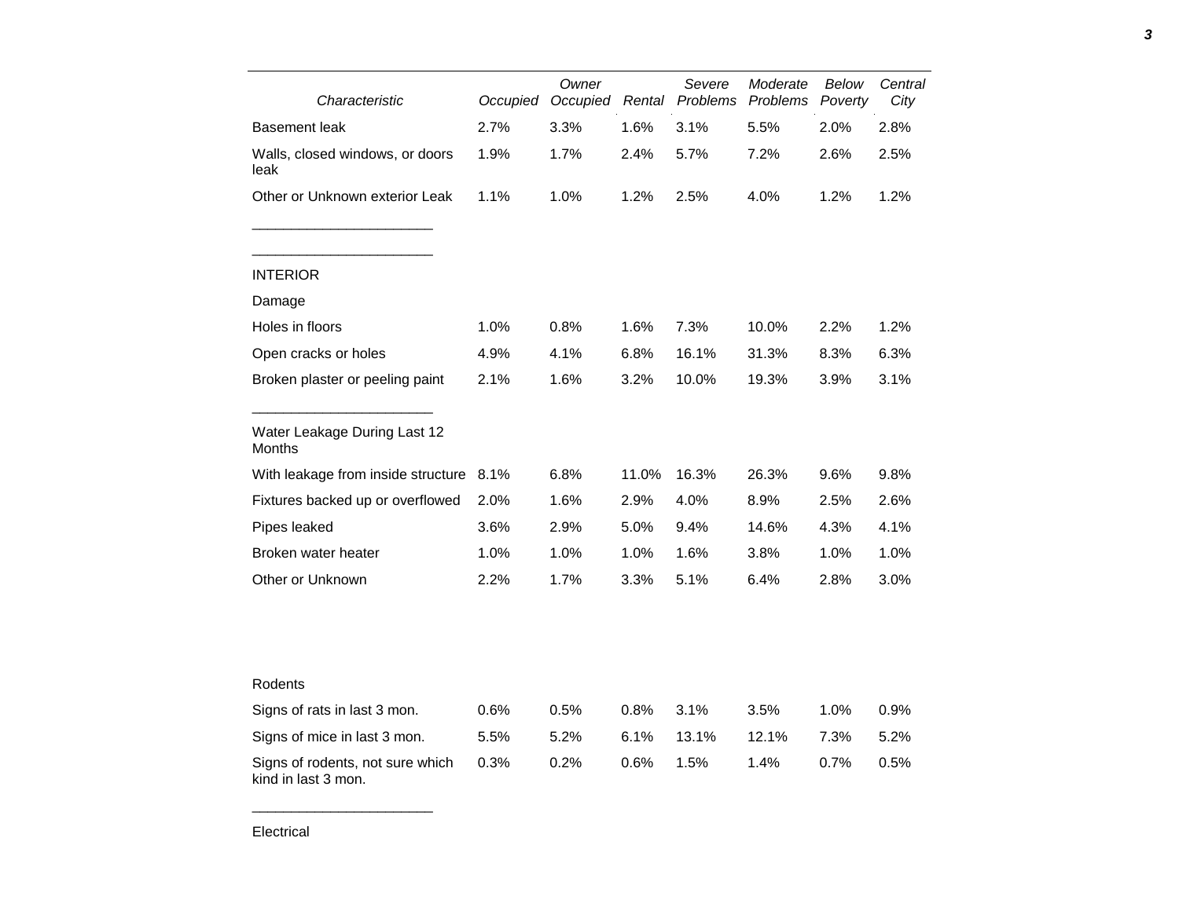| Characteristic | Occupied | Owner Occupied | Rental | Severe Problems | Moderate Problems | Below Poverty | Central City |
|---|---|---|---|---|---|---|---|
| Basement leak | 2.7% | 3.3% | 1.6% | 3.1% | 5.5% | 2.0% | 2.8% |
| Walls, closed windows, or doors leak | 1.9% | 1.7% | 2.4% | 5.7% | 7.2% | 2.6% | 2.5% |
| Other or Unknown exterior Leak | 1.1% | 1.0% | 1.2% | 2.5% | 4.0% | 1.2% | 1.2% |
| ______________________ | | | | | | | |
| ______________________ | | | | | | | |
| INTERIOR | | | | | | | |
| Damage | | | | | | | |
| Holes in floors | 1.0% | 0.8% | 1.6% | 7.3% | 10.0% | 2.2% | 1.2% |
| Open cracks or holes | 4.9% | 4.1% | 6.8% | 16.1% | 31.3% | 8.3% | 6.3% |
| Broken plaster or peeling paint | 2.1% | 1.6% | 3.2% | 10.0% | 19.3% | 3.9% | 3.1% |
| ______________________ | | | | | | | |
| Water Leakage During Last 12 Months | | | | | | | |
| With leakage from inside structure | 8.1% | 6.8% | 11.0% | 16.3% | 26.3% | 9.6% | 9.8% |
| Fixtures backed up or overflowed | 2.0% | 1.6% | 2.9% | 4.0% | 8.9% | 2.5% | 2.6% |
| Pipes leaked | 3.6% | 2.9% | 5.0% | 9.4% | 14.6% | 4.3% | 4.1% |
| Broken water heater | 1.0% | 1.0% | 1.0% | 1.6% | 3.8% | 1.0% | 1.0% |
| Other or Unknown | 2.2% | 1.7% | 3.3% | 5.1% | 6.4% | 2.8% | 3.0% |
| Rodents | | | | | | | |
| Signs of rats in last 3 mon. | 0.6% | 0.5% | 0.8% | 3.1% | 3.5% | 1.0% | 0.9% |
| Signs of mice in last 3 mon. | 5.5% | 5.2% | 6.1% | 13.1% | 12.1% | 7.3% | 5.2% |
| Signs of rodents, not sure which kind in last 3 mon. | 0.3% | 0.2% | 0.6% | 1.5% | 1.4% | 0.7% | 0.5% |
| ______________________ | | | | | | | |
| Electrical | | | | | | | |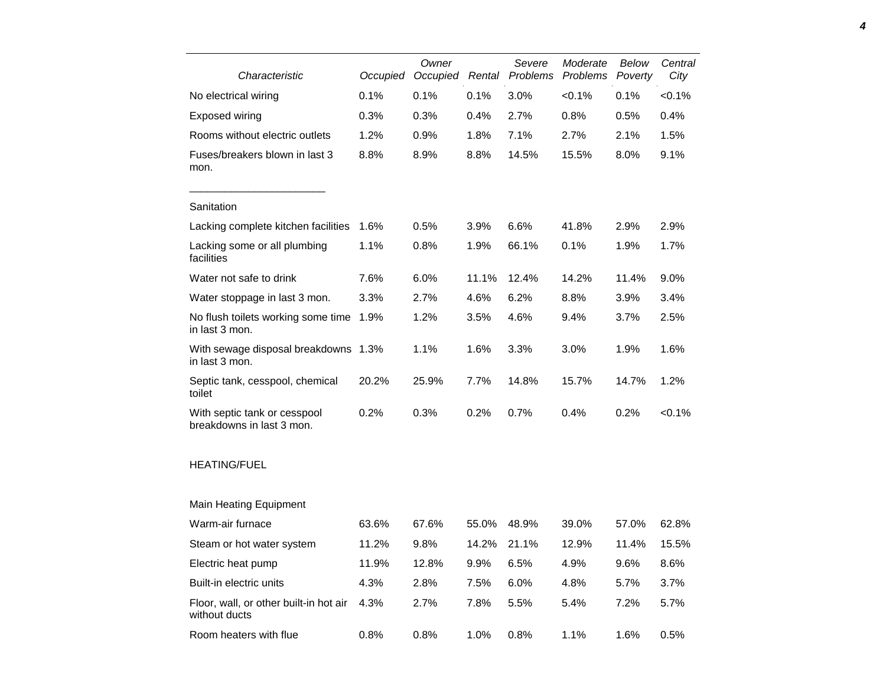| Characteristic | Occupied | Owner Occupied | Rental | Severe Problems | Moderate Problems | Below Poverty | Central City |
|---|---|---|---|---|---|---|---|
| No electrical wiring | 0.1% | 0.1% | 0.1% | 3.0% | <0.1% | 0.1% | <0.1% |
| Exposed wiring | 0.3% | 0.3% | 0.4% | 2.7% | 0.8% | 0.5% | 0.4% |
| Rooms without electric outlets | 1.2% | 0.9% | 1.8% | 7.1% | 2.7% | 2.1% | 1.5% |
| Fuses/breakers blown in last 3 mon. | 8.8% | 8.9% | 8.8% | 14.5% | 15.5% | 8.0% | 9.1% |
| Sanitation | | | | | | | |
| Lacking complete kitchen facilities | 1.6% | 0.5% | 3.9% | 6.6% | 41.8% | 2.9% | 2.9% |
| Lacking some or all plumbing facilities | 1.1% | 0.8% | 1.9% | 66.1% | 0.1% | 1.9% | 1.7% |
| Water not safe to drink | 7.6% | 6.0% | 11.1% | 12.4% | 14.2% | 11.4% | 9.0% |
| Water stoppage in last 3 mon. | 3.3% | 2.7% | 4.6% | 6.2% | 8.8% | 3.9% | 3.4% |
| No flush toilets working some time in last 3 mon. | 1.9% | 1.2% | 3.5% | 4.6% | 9.4% | 3.7% | 2.5% |
| With sewage disposal breakdowns in last 3 mon. | 1.3% | 1.1% | 1.6% | 3.3% | 3.0% | 1.9% | 1.6% |
| Septic tank, cesspool, chemical toilet | 20.2% | 25.9% | 7.7% | 14.8% | 15.7% | 14.7% | 1.2% |
| With septic tank or cesspool breakdowns in last 3 mon. | 0.2% | 0.3% | 0.2% | 0.7% | 0.4% | 0.2% | <0.1% |
| HEATING/FUEL | | | | | | | |
| Main Heating Equipment | | | | | | | |
| Warm-air furnace | 63.6% | 67.6% | 55.0% | 48.9% | 39.0% | 57.0% | 62.8% |
| Steam or hot water system | 11.2% | 9.8% | 14.2% | 21.1% | 12.9% | 11.4% | 15.5% |
| Electric heat pump | 11.9% | 12.8% | 9.9% | 6.5% | 4.9% | 9.6% | 8.6% |
| Built-in electric units | 4.3% | 2.8% | 7.5% | 6.0% | 4.8% | 5.7% | 3.7% |
| Floor, wall, or other built-in hot air without ducts | 4.3% | 2.7% | 7.8% | 5.5% | 5.4% | 7.2% | 5.7% |
| Room heaters with flue | 0.8% | 0.8% | 1.0% | 0.8% | 1.1% | 1.6% | 0.5% |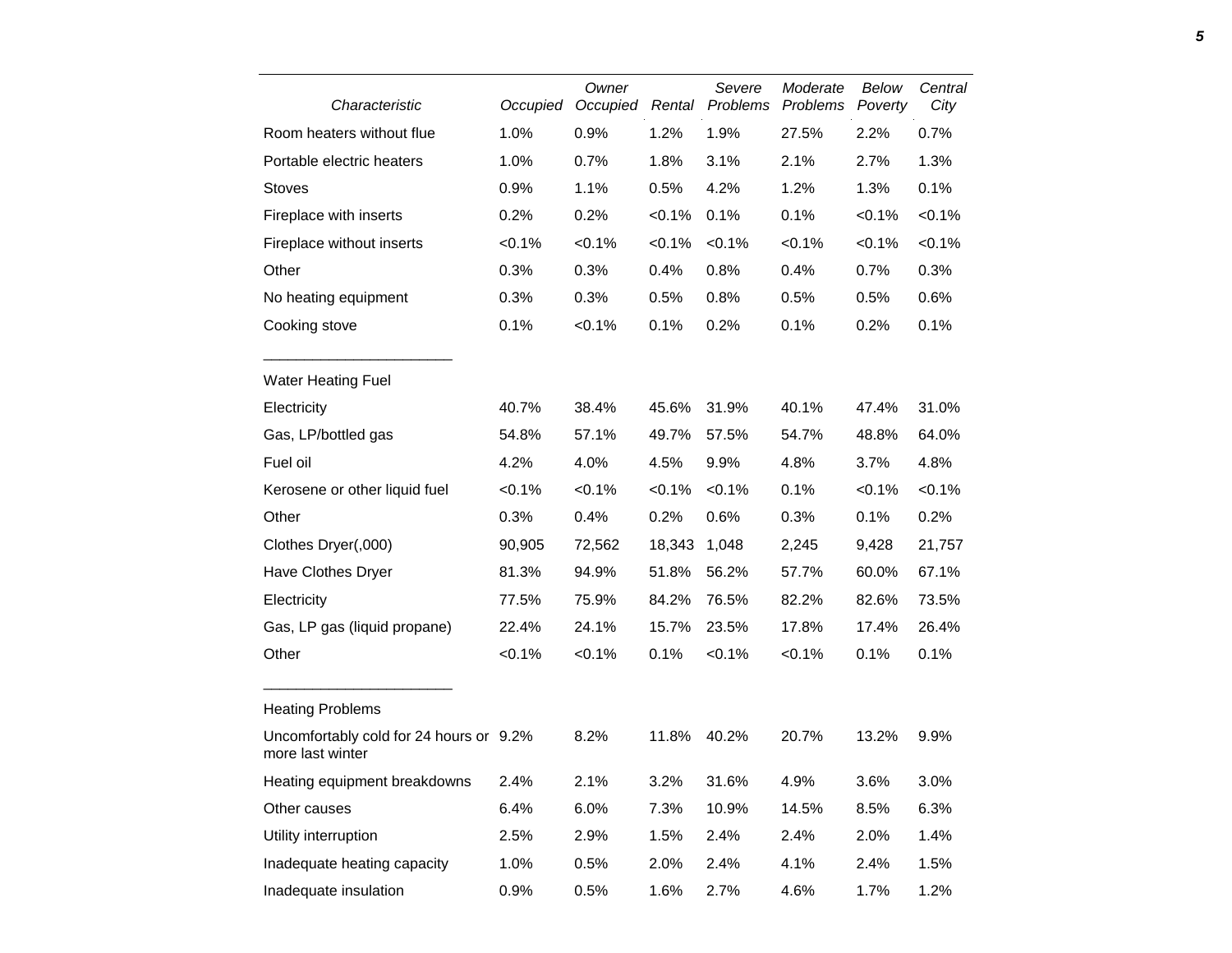| Characteristic | Occupied | Owner Occupied | Rental | Severe Problems | Moderate Problems | Below Poverty | Central City |
|---|---|---|---|---|---|---|---|
| Room heaters without flue | 1.0% | 0.9% | 1.2% | 1.9% | 27.5% | 2.2% | 0.7% |
| Portable electric heaters | 1.0% | 0.7% | 1.8% | 3.1% | 2.1% | 2.7% | 1.3% |
| Stoves | 0.9% | 1.1% | 0.5% | 4.2% | 1.2% | 1.3% | 0.1% |
| Fireplace with inserts | 0.2% | 0.2% | <0.1% | 0.1% | 0.1% | <0.1% | <0.1% |
| Fireplace without inserts | <0.1% | <0.1% | <0.1% | <0.1% | <0.1% | <0.1% | <0.1% |
| Other | 0.3% | 0.3% | 0.4% | 0.8% | 0.4% | 0.7% | 0.3% |
| No heating equipment | 0.3% | 0.3% | 0.5% | 0.8% | 0.5% | 0.5% | 0.6% |
| Cooking stove | 0.1% | <0.1% | 0.1% | 0.2% | 0.1% | 0.2% | 0.1% |
| Water Heating Fuel | | | | | | | |
| Electricity | 40.7% | 38.4% | 45.6% | 31.9% | 40.1% | 47.4% | 31.0% |
| Gas, LP/bottled gas | 54.8% | 57.1% | 49.7% | 57.5% | 54.7% | 48.8% | 64.0% |
| Fuel oil | 4.2% | 4.0% | 4.5% | 9.9% | 4.8% | 3.7% | 4.8% |
| Kerosene or other liquid fuel | <0.1% | <0.1% | <0.1% | <0.1% | 0.1% | <0.1% | <0.1% |
| Other | 0.3% | 0.4% | 0.2% | 0.6% | 0.3% | 0.1% | 0.2% |
| Clothes Dryer(,000) | 90,905 | 72,562 | 18,343 | 1,048 | 2,245 | 9,428 | 21,757 |
| Have Clothes Dryer | 81.3% | 94.9% | 51.8% | 56.2% | 57.7% | 60.0% | 67.1% |
| Electricity | 77.5% | 75.9% | 84.2% | 76.5% | 82.2% | 82.6% | 73.5% |
| Gas, LP gas (liquid propane) | 22.4% | 24.1% | 15.7% | 23.5% | 17.8% | 17.4% | 26.4% |
| Other | <0.1% | <0.1% | 0.1% | <0.1% | <0.1% | 0.1% | 0.1% |
| Heating Problems | | | | | | | |
| Uncomfortably cold for 24 hours or more last winter | 9.2% | 8.2% | 11.8% | 40.2% | 20.7% | 13.2% | 9.9% |
| Heating equipment breakdowns | 2.4% | 2.1% | 3.2% | 31.6% | 4.9% | 3.6% | 3.0% |
| Other causes | 6.4% | 6.0% | 7.3% | 10.9% | 14.5% | 8.5% | 6.3% |
| Utility interruption | 2.5% | 2.9% | 1.5% | 2.4% | 2.4% | 2.0% | 1.4% |
| Inadequate heating capacity | 1.0% | 0.5% | 2.0% | 2.4% | 4.1% | 2.4% | 1.5% |
| Inadequate insulation | 0.9% | 0.5% | 1.6% | 2.7% | 4.6% | 1.7% | 1.2% |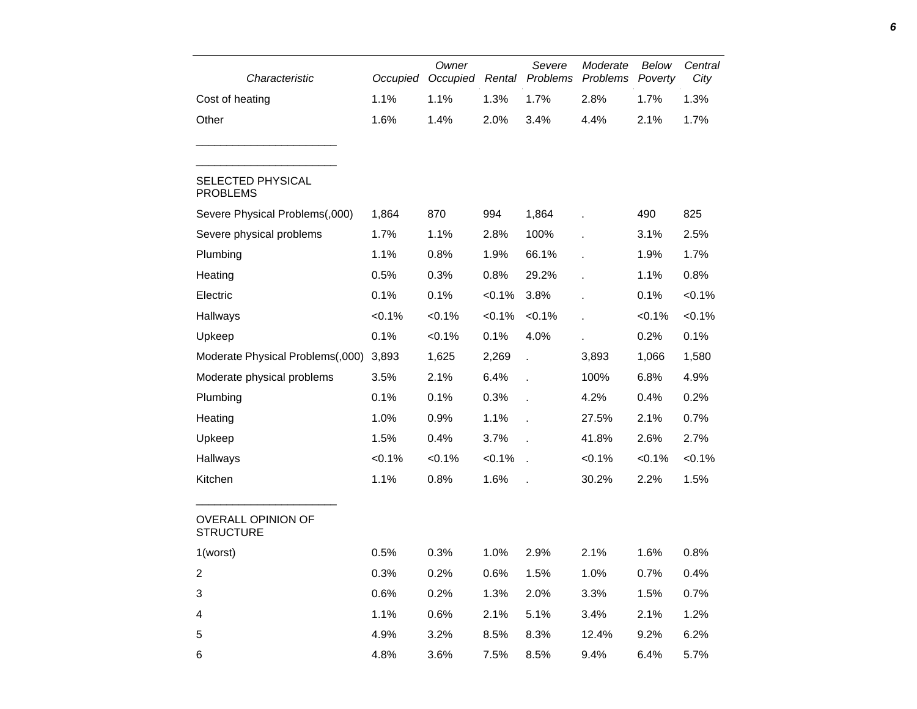| Characteristic | Occupied | Owner Occupied | Rental | Severe Problems | Moderate Problems | Below Poverty | Central City |
|---|---|---|---|---|---|---|---|
| Cost of heating | 1.1% | 1.1% | 1.3% | 1.7% | 2.8% | 1.7% | 1.3% |
| Other | 1.6% | 1.4% | 2.0% | 3.4% | 4.4% | 2.1% | 1.7% |
| SELECTED PHYSICAL PROBLEMS | | | | | | | |
| Severe Physical Problems(,000) | 1,864 | 870 | 994 | 1,864 | . | 490 | 825 |
| Severe physical problems | 1.7% | 1.1% | 2.8% | 100% | . | 3.1% | 2.5% |
| Plumbing | 1.1% | 0.8% | 1.9% | 66.1% | . | 1.9% | 1.7% |
| Heating | 0.5% | 0.3% | 0.8% | 29.2% | . | 1.1% | 0.8% |
| Electric | 0.1% | 0.1% | <0.1% | 3.8% | . | 0.1% | <0.1% |
| Hallways | <0.1% | <0.1% | <0.1% | <0.1% | . | <0.1% | <0.1% |
| Upkeep | 0.1% | <0.1% | 0.1% | 4.0% | . | 0.2% | 0.1% |
| Moderate Physical Problems(,000) | 3,893 | 1,625 | 2,269 | . | 3,893 | 1,066 | 1,580 |
| Moderate physical problems | 3.5% | 2.1% | 6.4% | . | 100% | 6.8% | 4.9% |
| Plumbing | 0.1% | 0.1% | 0.3% | . | 4.2% | 0.4% | 0.2% |
| Heating | 1.0% | 0.9% | 1.1% | . | 27.5% | 2.1% | 0.7% |
| Upkeep | 1.5% | 0.4% | 3.7% | . | 41.8% | 2.6% | 2.7% |
| Hallways | <0.1% | <0.1% | <0.1% | . | <0.1% | <0.1% | <0.1% |
| Kitchen | 1.1% | 0.8% | 1.6% | . | 30.2% | 2.2% | 1.5% |
| OVERALL OPINION OF STRUCTURE | | | | | | | |
| 1(worst) | 0.5% | 0.3% | 1.0% | 2.9% | 2.1% | 1.6% | 0.8% |
| 2 | 0.3% | 0.2% | 0.6% | 1.5% | 1.0% | 0.7% | 0.4% |
| 3 | 0.6% | 0.2% | 1.3% | 2.0% | 3.3% | 1.5% | 0.7% |
| 4 | 1.1% | 0.6% | 2.1% | 5.1% | 3.4% | 2.1% | 1.2% |
| 5 | 4.9% | 3.2% | 8.5% | 8.3% | 12.4% | 9.2% | 6.2% |
| 6 | 4.8% | 3.6% | 7.5% | 8.5% | 9.4% | 6.4% | 5.7% |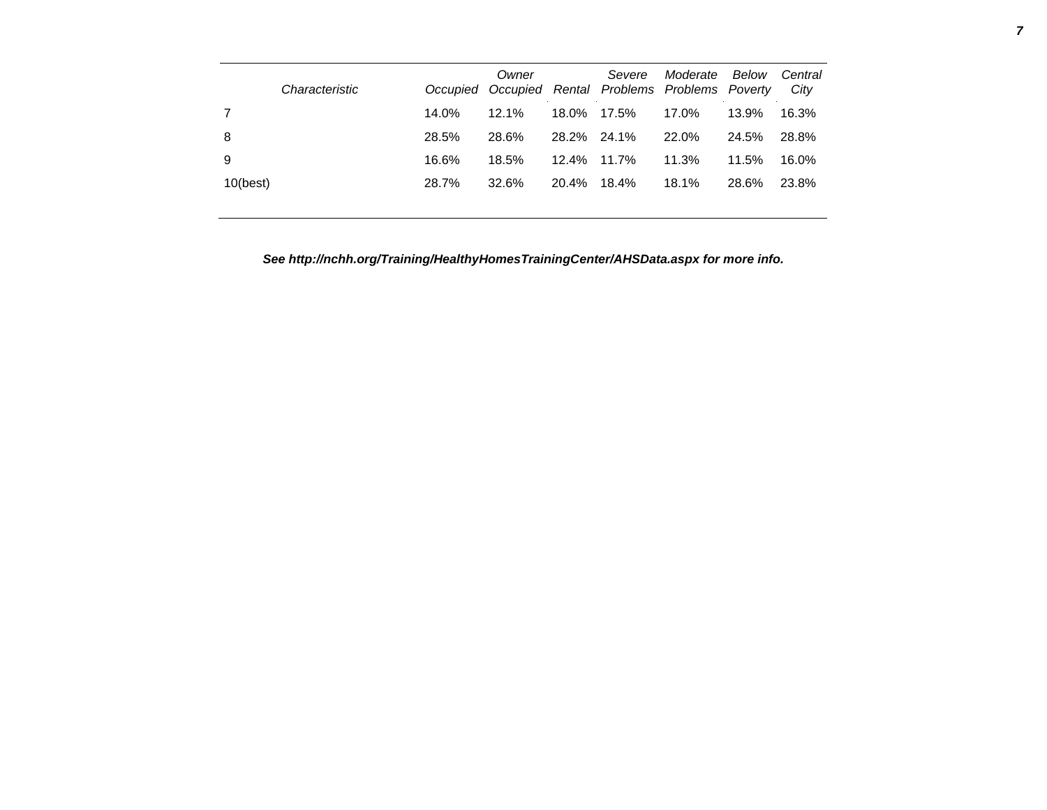| Characteristic | Occupied | Owner Occupied | Rental | Severe Problems | Moderate Problems | Below Poverty | Central City |
|---|---|---|---|---|---|---|---|
| 7 | 14.0% | 12.1% | 18.0% | 17.5% | 17.0% | 13.9% | 16.3% |
| 8 | 28.5% | 28.6% | 28.2% | 24.1% | 22.0% | 24.5% | 28.8% |
| 9 | 16.6% | 18.5% | 12.4% | 11.7% | 11.3% | 11.5% | 16.0% |
| 10(best) | 28.7% | 32.6% | 20.4% | 18.4% | 18.1% | 28.6% | 23.8% |

***See http://nchh.org/Training/HealthyHomesTrainingCenter/AHSData.aspx for more info.***